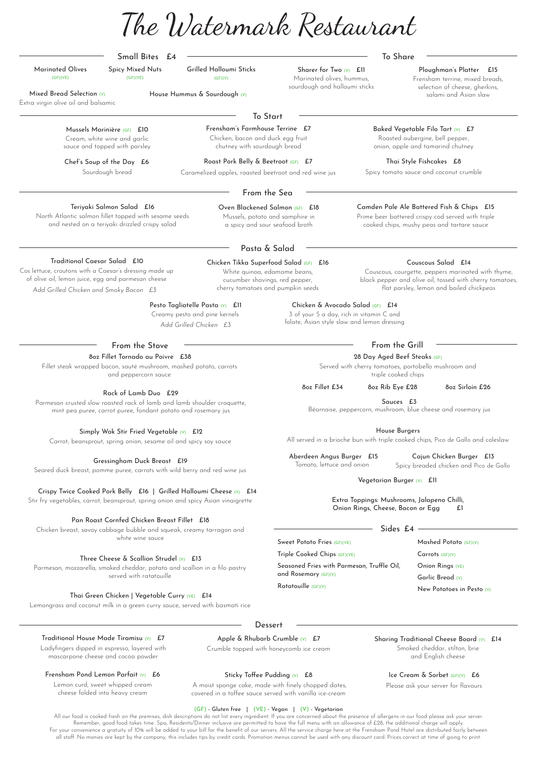# The Watermark Restaurant

## Small Bites £4

Marinated Olives (GF)(VE)

Spicy Mixed Nuts (GF)(VE)

Grilled Halloumi Sticks (GF)(V)

Mixed Bread Selection (V)
Extra virgin olive oil and balsamic

House Hummus & Sourdough (V)

## To Share

**Sharer for Two** (V) £11
Marinated olives, hummus, sourdough and halloumi sticks

**Ploughman's Platter** £15
Frensham terrine, mixed breads, selection of cheese, gherkins, salami and Asian slaw

## To Start

**Mussels Marinière** (GF) £10
Cream, white wine and garlic sauce and topped with parsley

**Frensham's Farmhouse Terrine** £7
Chicken, bacon and duck egg fruit chutney with sourdough bread

**Baked Vegetable Filo Tart** (V) £7
Roasted aubergine, bell pepper, onion, apple and tamarind chutney

**Chef's Soup of the Day** £6
Sourdough bread

**Roast Pork Belly & Beetroot** (GF) £7
Caramelized apples, roasted beetroot and red wine jus

**Thai Style Fishcakes** £8
Spicy tomato sauce and coconut crumble

## From the Sea

**Teriyaki Salmon Salad** £16
North Atlantic salmon fillet topped with sesame seeds and nested on a teriyaki drizzled crispy salad

**Oven Blackened Salmon** (GF) £18
Mussels, potato and samphire in a spicy and sour seafood broth

**Camden Pale Ale Battered Fish & Chips** £15
Prime beer battered crispy cod served with triple cooked chips, mushy peas and tartare sauce

## Pasta & Salad

**Traditional Caesar Salad** £10
Cos lettuce, croutons with a Caesar's dressing made up of olive oil, lemon juice, egg and parmesan cheese
*Add Grilled Chicken and Smoky Bacon £3*

**Chicken Tikka Superfood Salad** (GF) £16
White quinoa, edamame beans, cucumber shavings, red pepper, cherry tomatoes and pumpkin seeds

**Couscous Salad** £14
Couscous, courgette, peppers marinated with thyme, black pepper and olive oil, tossed with cherry tomatoes, flat parsley, lemon and boiled chickpeas

**Pesto Tagliatelle Pasta** (V) £11
Creamy pesto and pine kernels
*Add Grilled Chicken £3*

**Chicken & Avocado Salad** (GF) £14
3 of your 5 a day, rich in vitamin C and folate, Asian style slaw and lemon dressing

## From the Stove

**8oz Fillet Tornado au Poivre** £38
Fillet steak wrapped bacon, sauté mushroom, mashed potato, carrots and peppercorn sauce

**Rack of Lamb Duo** £29
Parmesan crusted slow roasted rack of lamb and lamb shoulder croquette, mint pea puree, carrot puree, fondant potato and rosemary jus

**Simply Wok Stir Fried Vegetable** (V) £12
Carrot, beansprout, spring onion, sesame oil and spicy soy sauce

**Gressingham Duck Breast** £19
Seared duck breast, pomme puree, carrots with wild berry and red wine jus

**Crispy Twice Cooked Pork Belly** £16 | **Grilled Halloumi Cheese** (V) £14
Stir fry vegetables, carrot, beansprout, spring onion and spicy Asian vinaigrette

**Pan Roast Cornfed Chicken Breast Fillet** £18
Chicken breast, savoy cabbage bubble and squeak, creamy tarragon and white wine sauce

**Three Cheese & Scallion Strudel** (V) £13
Parmesan, mozzarella, smoked cheddar, potato and scallion in a filo pastry served with ratatouille

**Thai Green Chicken | Vegetable Curry** (VE) £14
Lemongrass and coconut milk in a green curry sauce, served with basmati rice

## From the Grill

**28 Day Aged Beef Steaks** (GF)
Served with cherry tomatoes, portobello mushroom and triple cooked chips

8oz Fillet £34 | 8oz Rib Eye £28 | 8oz Sirloin £26

**Sauces** £3
Béarnaise, peppercorn, mushroom, blue cheese and rosemary jus

**House Burgers**
All served in a brioche bun with triple cooked chips, Pico de Gallo and coleslaw

**Aberdeen Angus Burger** £15
Tomato, lettuce and onion

**Cajun Chicken Burger** £13
Spicy breaded chicken and Pico de Gallo

**Vegetarian Burger** (V) £11

Extra Toppings: Mushrooms, Jalapeno Chilli, Onion Rings, Cheese, Bacon or Egg £1

## Sides £4

- Sweet Potato Fries (GF)(VE)
- Triple Cooked Chips (GF)(VE)
- Seasoned Fries with Parmesan, Truffle Oil, and Rosemary (GF)(V)
- Ratatouille (GF)(V)
- Mashed Potato (GF)(V)
- Carrots (GF)(V)
- Onion Rings (VE)
- Garlic Bread (V)
- New Potatoes in Pesto (V)

## Dessert

**Traditional House Made Tiramisu** (V) £7
Ladyfingers dipped in espresso, layered with mascarpone cheese and cocoa powder

**Apple & Rhubarb Crumble** (V) £7
Crumble topped with honeycomb ice cream

**Sharing Traditional Cheese Board** (V) £14
Smoked cheddar, stilton, brie and English cheese

**Frensham Pond Lemon Parfait** (V) £6
Lemon curd, sweet whipped cream cheese folded into heavy cream

**Sticky Toffee Pudding** (V) £8
A moist sponge cake, made with finely chopped dates, covered in a toffee sauce served with vanilla ice-cream

**Ice Cream & Sorbet** (GF)(V) £6
Please ask your server for flavours

(GF) - Gluten free | (VE) - Vegan | (V) - Vegetarian

All our food is cooked fresh on the premises, dish descriptions do not list every ingredient. If you are concerned about the presence of allergens in our food please ask your server. Remember, good food takes time. Spa, Residents/Dinner inclusive are permitted to have the full menu with an allowance of £28, the additional charge will apply. For your convenience a gratuity of 10% will be added to your bill for the benefit of our servers. All the service charge here at the Frensham Pond Hotel are distributed fairly between all staff. No monies are kept by the company, this includes tips by credit cards. Promotion menus cannot be used with any discount card. Prices correct at time of going to print.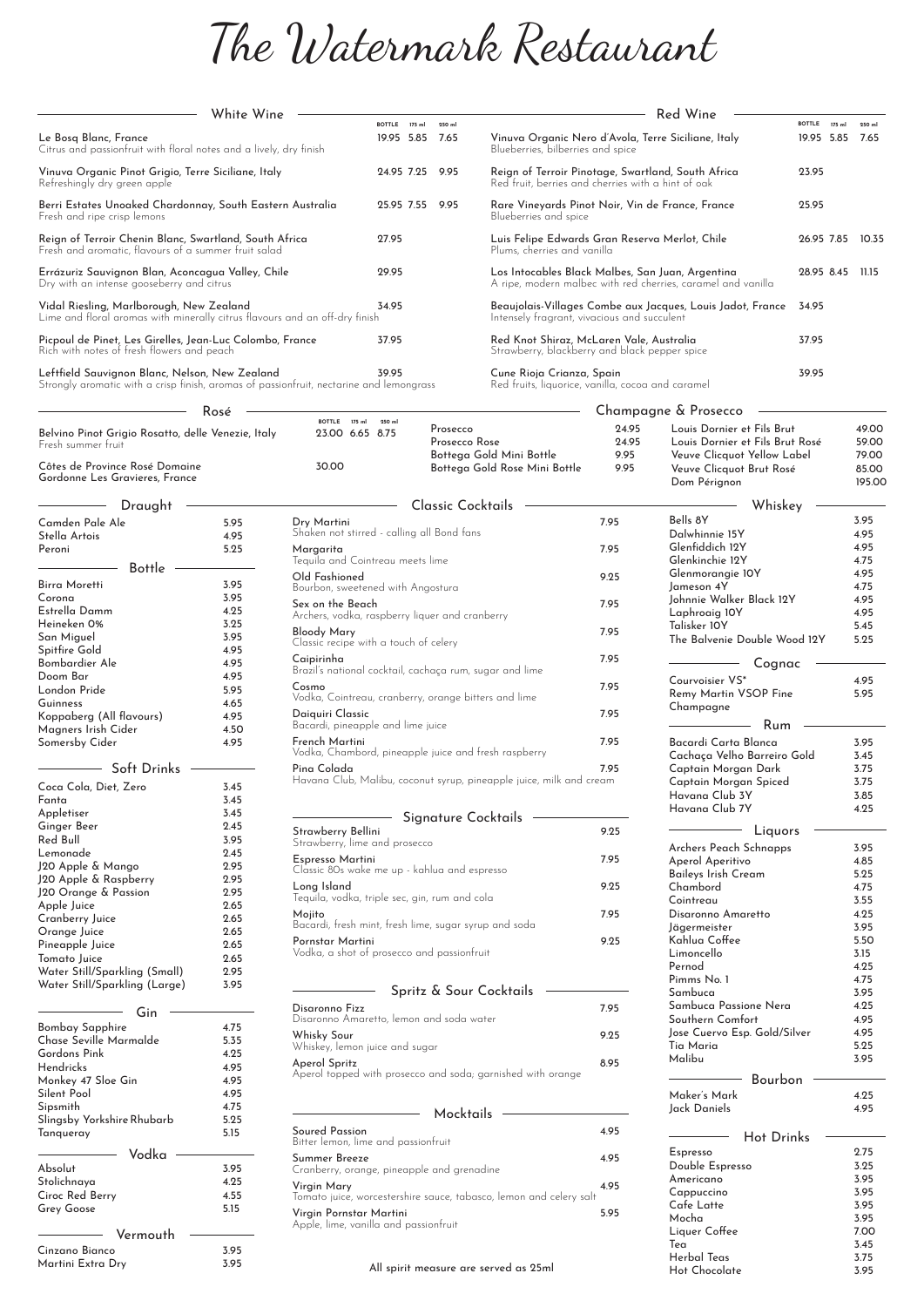# The Watermark Restaurant

## White Wine

| | BOTTLE | 175 ml | 250 ml |
|---|---|---|---|
| **Le Bosq Blanc, France**<br>Citrus and passionfruit with floral notes and a lively, dry finish | 19.95 | 5.85 | 7.65 |
| **Vinuva Organic Pinot Grigio, Terre Siciliane, Italy**<br>Refreshingly dry green apple | 24.95 | 7.25 | 9.95 |
| **Berri Estates Unoaked Chardonnay, South Eastern Australia**<br>Fresh and ripe crisp lemons | 25.95 | 7.55 | 9.95 |
| **Reign of Terroir Chenin Blanc, Swartland, South Africa**<br>Fresh and aromatic, flavours of a summer fruit salad | 27.95 | | |
| **Errázuriz Sauvignon Blan, Aconcagua Valley, Chile**<br>Dry with an intense gooseberry and citrus | 29.95 | | |
| **Vidal Riesling, Marlborough, New Zealand**<br>Lime and floral aromas with minerally citrus flavours and an off-dry finish | 34.95 | | |
| **Picpoul de Pinet, Les Girelles, Jean-Luc Colombo, France**<br>Rich with notes of fresh flowers and peach | 37.95 | | |
| **Leftfield Sauvignon Blanc, Nelson, New Zealand**<br>Strongly aromatic with a crisp finish, aromas of passionfruit, nectarine and lemongrass | 39.95 | | |

## Red Wine

| | BOTTLE | 175 ml | 250 ml |
|---|---|---|---|
| **Vinuva Organic Nero d'Avola, Terre Siciliane, Italy**<br>Blueberries, bilberries and spice | 19.95 | 5.85 | 7.65 |
| **Reign of Terroir Pinotage, Swartland, South Africa**<br>Red fruit, berries and cherries with a hint of oak | 23.95 | | |
| **Rare Vineyards Pinot Noir, Vin de France, France**<br>Blueberries and spice | 25.95 | | |
| **Luis Felipe Edwards Gran Reserva Merlot, Chile**<br>Plums, cherries and vanilla | 26.95 | 7.85 | 10.35 |
| **Los Intocables Black Malbes, San Juan, Argentina**<br>A ripe, modern malbec with red cherries, caramel and vanilla | 28.95 | 8.45 | 11.15 |
| **Beaujolais-Villages Combe aux Jacques, Louis Jadot, France**<br>Intensely fragrant, vivacious and succulent | 34.95 | | |
| **Red Knot Shiraz, McLaren Vale, Australia**<br>Strawberry, blackberry and black pepper spice | 37.95 | | |
| **Cune Rioja Crianza, Spain**<br>Red fruits, liquorice, vanilla, cocoa and caramel | 39.95 | | |

## Rosé

| | BOTTLE | 175 ml | 250 ml |
|---|---|---|---|
| **Belvino Pinot Grigio Rosatto, delle Venezie, Italy**<br>Fresh summer fruit | 23.00 | 6.65 | 8.75 |
| **Côtes de Province Rosé Domaine Gordonne Les Gravieres, France** | 30.00 | | |

## Champagne & Prosecco

| | |
|---|---|
| Prosecco | 24.95 |
| Prosecco Rose | 24.95 |
| Bottega Gold Mini Bottle | 9.95 |
| Bottega Gold Rose Mini Bottle | 9.95 |
| Louis Dornier et Fils Brut | 49.00 |
| Louis Dornier et Fils Brut Rosé | 59.00 |
| Veuve Clicquot Yellow Label | 79.00 |
| Veuve Clicquot Brut Rosé | 85.00 |
| Dom Pérignon | 195.00 |

## Draught

| | |
|---|---|
| Camden Pale Ale | 5.95 |
| Stella Artois | 4.95 |
| Peroni | 5.25 |

## Bottle

| | |
|---|---|
| Birra Moretti | 3.95 |
| Corona | 3.95 |
| Estrella Damm | 4.25 |
| Heineken 0% | 3.25 |
| San Miguel | 3.95 |
| Spitfire Gold | 4.95 |
| Bombardier Ale | 4.95 |
| Doom Bar | 4.95 |
| London Pride | 5.95 |
| Guinness | 4.65 |
| Koppaberg (All flavours) | 4.95 |
| Magners Irish Cider | 4.50 |
| Somersby Cider | 4.95 |

## Soft Drinks

| | |
|---|---|
| Coca Cola, Diet, Zero | 3.45 |
| Fanta | 3.45 |
| Appletiser | 3.45 |
| Ginger Beer | 2.45 |
| Red Bull | 3.95 |
| Lemonade | 2.45 |
| J20 Apple & Mango | 2.95 |
| J20 Apple & Raspberry | 2.95 |
| J20 Orange & Passion | 2.95 |
| Apple Juice | 2.65 |
| Cranberry Juice | 2.65 |
| Orange Juice | 2.65 |
| Pineapple Juice | 2.65 |
| Tomato Juice | 2.65 |
| Water Still/Sparkling (Small) | 2.95 |
| Water Still/Sparkling (Large) | 3.95 |

## Gin

| | |
|---|---|
| Bombay Sapphire | 4.75 |
| Chase Seville Marmalde | 5.35 |
| Gordons Pink | 4.25 |
| Hendricks | 4.95 |
| Monkey 47 Sloe Gin | 4.95 |
| Silent Pool | 4.95 |
| Sipsmith | 4.75 |
| Slingsby Yorkshire Rhubarb | 5.25 |
| Tanqueray | 5.15 |

## Vodka

| | |
|---|---|
| Absolut | 3.95 |
| Stolichnaya | 4.25 |
| Ciroc Red Berry | 4.55 |
| Grey Goose | 5.15 |

## Vermouth

| | |
|---|---|
| Cinzano Bianco | 3.95 |
| Martini Extra Dry | 3.95 |

## Classic Cocktails

| | |
|---|---|
| **Dry Martini**<br>Shaken not stirred - calling all Bond fans | 7.95 |
| **Margarita**<br>Tequila and Cointreau meets lime | 7.95 |
| **Old Fashioned**<br>Bourbon, sweetened with Angostura | 9.25 |
| **Sex on the Beach**<br>Archers, vodka, raspberry liquer and cranberry | 7.95 |
| **Bloody Mary**<br>Classic recipe with a touch of celery | 7.95 |
| **Caipirinha**<br>Brazil's national cocktail, cachaça rum, sugar and lime | 7.95 |
| **Cosmo**<br>Vodka, Cointreau, cranberry, orange bitters and lime | 7.95 |
| **Daiquiri Classic**<br>Bacardi, pineapple and lime juice | 7.95 |
| **French Martini**<br>Vodka, Chambord, pineapple juice and fresh raspberry | 7.95 |
| **Pina Colada**<br>Havana Club, Malibu, coconut syrup, pineapple juice, milk and cream | 7.95 |

## Signature Cocktails

| | |
|---|---|
| **Strawberry Bellini**<br>Strawberry, lime and prosecco | 9.25 |
| **Espresso Martini**<br>Classic 80s wake me up - kahlua and espresso | 7.95 |
| **Long Island**<br>Tequila, vodka, triple sec, gin, rum and cola | 9.25 |
| **Mojito**<br>Bacardi, fresh mint, fresh lime, sugar syrup and soda | 7.95 |
| **Pornstar Martini**<br>Vodka, a shot of prosecco and passionfruit | 9.25 |

## Spritz & Sour Cocktails

| | |
|---|---|
| **Disaronno Fizz**<br>Disaronno Amaretto, lemon and soda water | 7.95 |
| **Whisky Sour**<br>Whiskey, lemon juice and sugar | 9.25 |
| **Aperol Spritz**<br>Aperol topped with prosecco and soda; garnished with orange | 8.95 |

## Mocktails

| | |
|---|---|
| **Soured Passion**<br>Bitter lemon, lime and passionfruit | 4.95 |
| **Summer Breeze**<br>Cranberry, orange, pineapple and grenadine | 4.95 |
| **Virgin Mary**<br>Tomato juice, worcestershire sauce, tabasco, lemon and celery salt | 4.95 |
| **Virgin Pornstar Martini**<br>Apple, lime, vanilla and passionfruit | 5.95 |

All spirit measure are served as 25ml

## Whiskey

| | |
|---|---|
| Bells 8Y | 3.95 |
| Dalwhinnie 15Y | 4.95 |
| Glenfiddich 12Y | 4.95 |
| Glenkinchie 12Y | 4.75 |
| Glenmorangie 10Y | 4.95 |
| Jameson 4Y | 4.75 |
| Johnnie Walker Black 12Y | 4.95 |
| Laphroaig 10Y | 4.95 |
| Talisker 10Y | 5.45 |
| The Balvenie Double Wood 12Y | 5.25 |

## Cognac

| | |
|---|---|
| Courvoisier VS* | 4.95 |
| Remy Martin VSOP Fine Champagne | 5.95 |

## Rum

| | |
|---|---|
| Bacardi Carta Blanca | 3.95 |
| Cachaça Velho Barreiro Gold | 3.45 |
| Captain Morgan Dark | 3.75 |
| Captain Morgan Spiced | 3.75 |
| Havana Club 3Y | 3.85 |
| Havana Club 7Y | 4.25 |

## Liquors

| | |
|---|---|
| Archers Peach Schnapps | 3.95 |
| Aperol Aperitivo | 4.85 |
| Baileys Irish Cream | 5.25 |
| Chambord | 4.75 |
| Cointreau | 3.55 |
| Disaronno Amaretto | 4.25 |
| Jägermeister | 3.95 |
| Kahlua Coffee | 5.50 |
| Limoncello | 3.15 |
| Pernod | 4.25 |
| Pimms No. 1 | 4.75 |
| Sambuca | 3.95 |
| Sambuca Passione Nera | 4.25 |
| Southern Comfort | 4.95 |
| Jose Cuervo Esp. Gold/Silver | 4.95 |
| Tia Maria | 5.25 |
| Malibu | 3.95 |

## Bourbon

| | |
|---|---|
| Maker's Mark | 4.25 |
| Jack Daniels | 4.95 |

## Hot Drinks

| | |
|---|---|
| Espresso | 2.75 |
| Double Espresso | 3.25 |
| Americano | 3.95 |
| Cappuccino | 3.95 |
| Cafe Latte | 3.95 |
| Mocha | 3.95 |
| Liquer Coffee | 7.00 |
| Tea | 3.45 |
| Herbal Teas | 3.75 |
| Hot Chocolate | 3.95 |